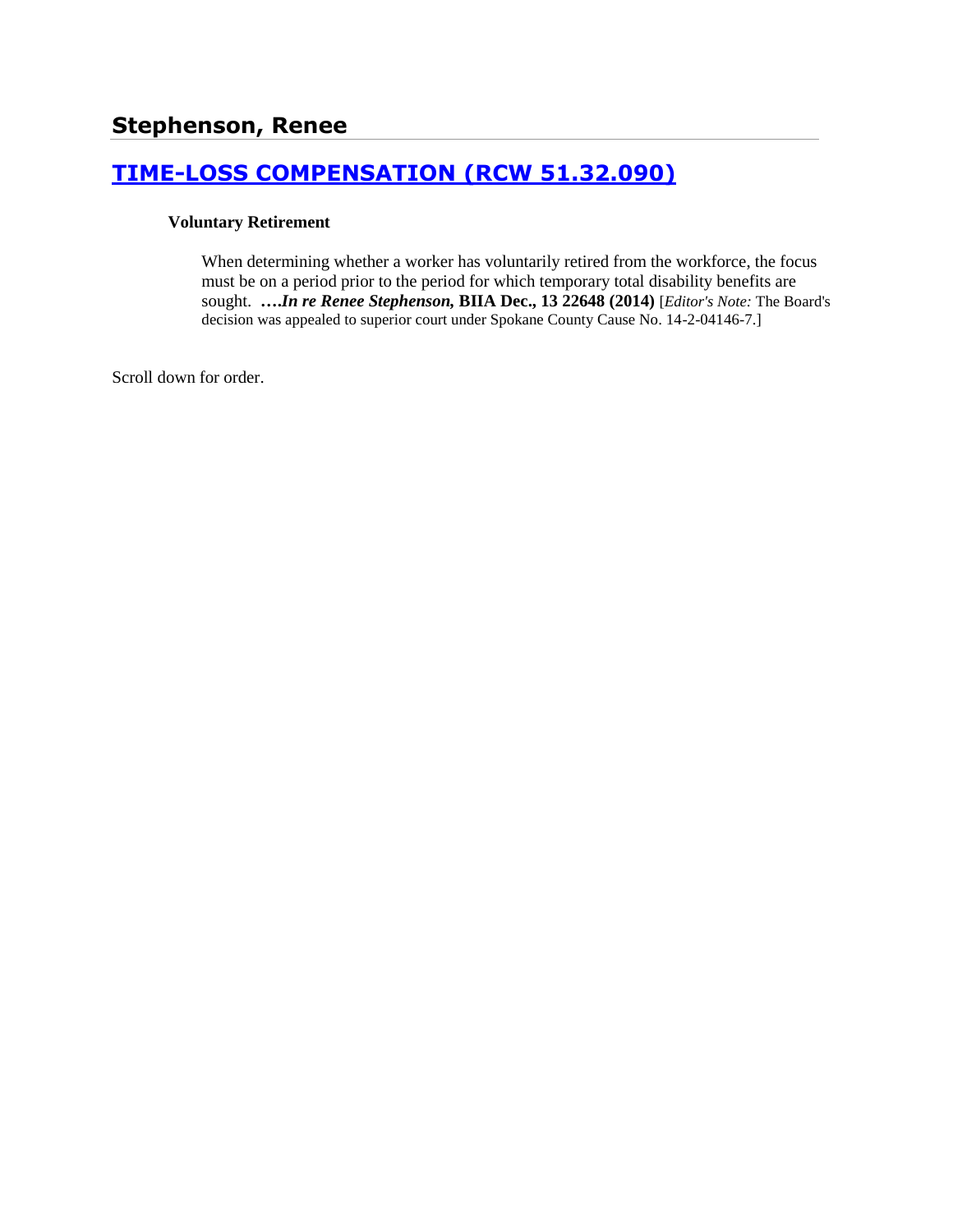## Stephenson, Renee

## [TIME-LOSS COMPENSATION (RCW 51.32.090)]

**Voluntary Retirement**

When determining whether a worker has voluntarily retired from the workforce, the focus must be on a period prior to the period for which temporary total disability benefits are sought. **….*In re Renee Stephenson,* BIIA Dec., 13 22648 (2014)** [*Editor's Note:* The Board's decision was appealed to superior court under Spokane County Cause No. 14-2-04146-7.]

Scroll down for order.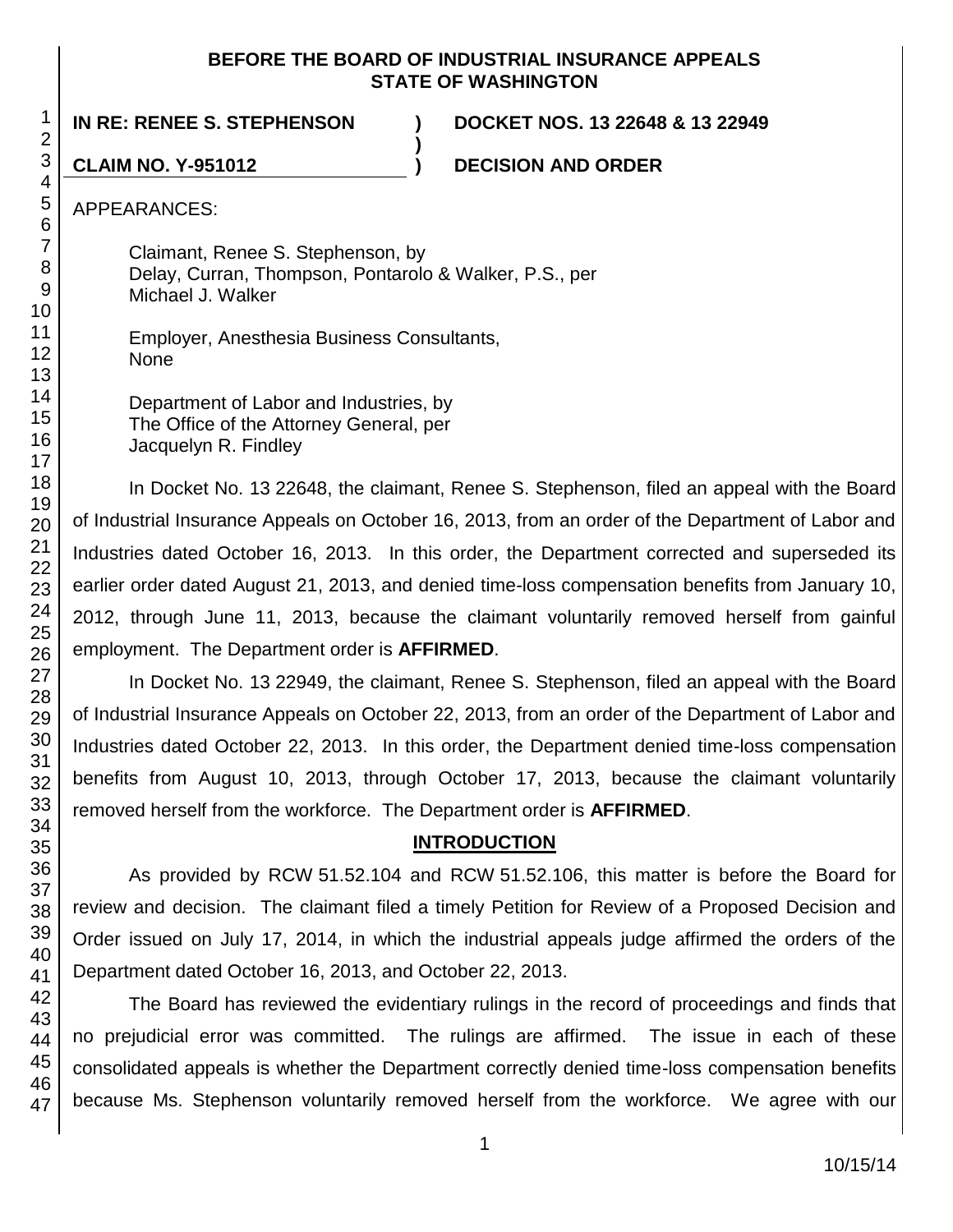**BEFORE THE BOARD OF INDUSTRIAL INSURANCE APPEALS**
**STATE OF WASHINGTON**

**IN RE: RENEE S. STEPHENSON ) DOCKET NOS. 13 22648 & 13 22949**
**)**
**CLAIM NO. Y-951012 ) DECISION AND ORDER**

APPEARANCES:

Claimant, Renee S. Stephenson, by
Delay, Curran, Thompson, Pontarolo & Walker, P.S., per
Michael J. Walker

Employer, Anesthesia Business Consultants,
None

Department of Labor and Industries, by
The Office of the Attorney General, per
Jacquelyn R. Findley

In Docket No. 13 22648, the claimant, Renee S. Stephenson, filed an appeal with the Board of Industrial Insurance Appeals on October 16, 2013, from an order of the Department of Labor and Industries dated October 16, 2013. In this order, the Department corrected and superseded its earlier order dated August 21, 2013, and denied time-loss compensation benefits from January 10, 2012, through June 11, 2013, because the claimant voluntarily removed herself from gainful employment. The Department order is **AFFIRMED**.

In Docket No. 13 22949, the claimant, Renee S. Stephenson, filed an appeal with the Board of Industrial Insurance Appeals on October 22, 2013, from an order of the Department of Labor and Industries dated October 22, 2013. In this order, the Department denied time-loss compensation benefits from August 10, 2013, through October 17, 2013, because the claimant voluntarily removed herself from the workforce. The Department order is **AFFIRMED**.

## INTRODUCTION

As provided by RCW 51.52.104 and RCW 51.52.106, this matter is before the Board for review and decision. The claimant filed a timely Petition for Review of a Proposed Decision and Order issued on July 17, 2014, in which the industrial appeals judge affirmed the orders of the Department dated October 16, 2013, and October 22, 2013.

The Board has reviewed the evidentiary rulings in the record of proceedings and finds that no prejudicial error was committed. The rulings are affirmed. The issue in each of these consolidated appeals is whether the Department correctly denied time-loss compensation benefits because Ms. Stephenson voluntarily removed herself from the workforce. We agree with our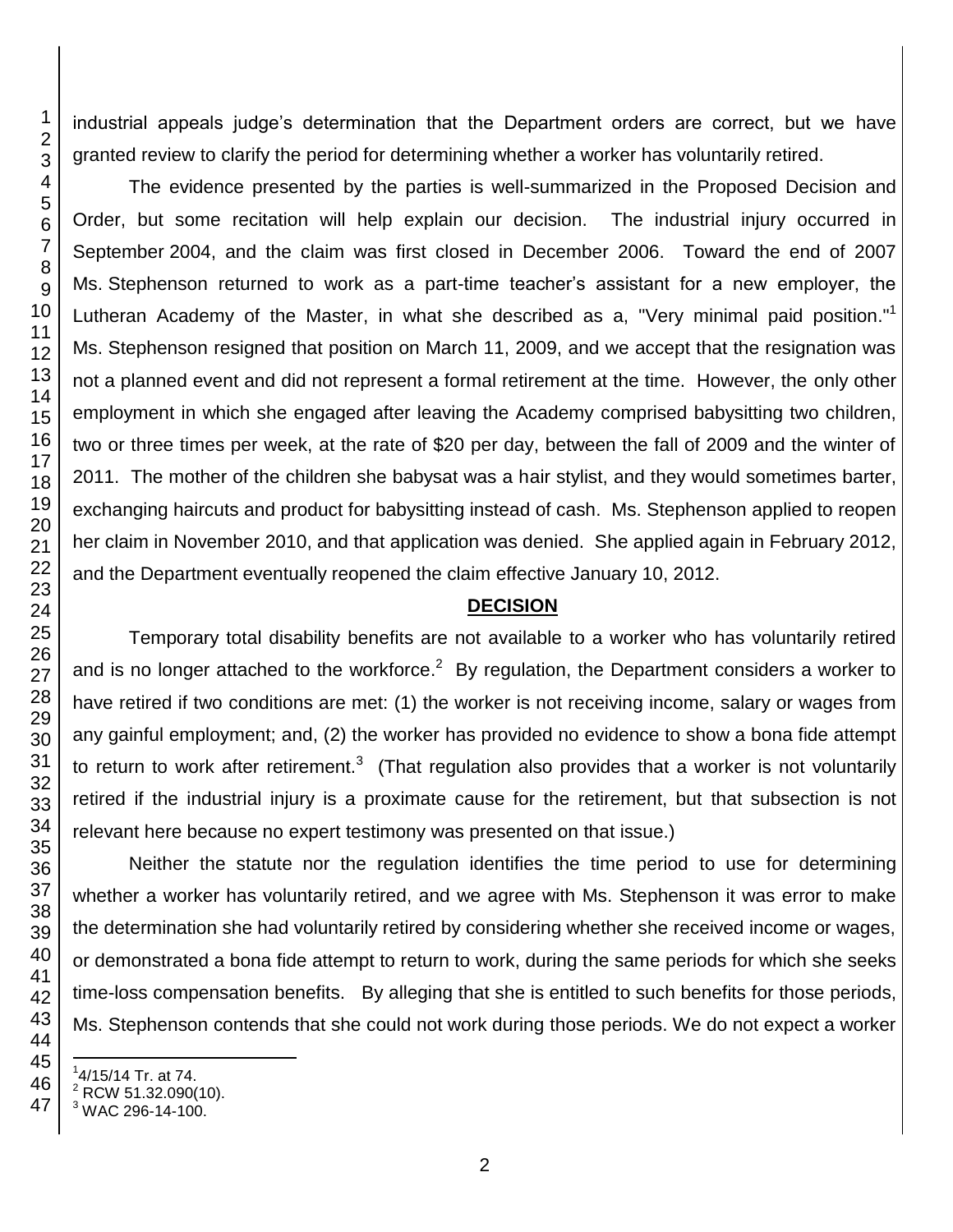industrial appeals judge's determination that the Department orders are correct, but we have granted review to clarify the period for determining whether a worker has voluntarily retired.

The evidence presented by the parties is well-summarized in the Proposed Decision and Order, but some recitation will help explain our decision. The industrial injury occurred in September 2004, and the claim was first closed in December 2006. Toward the end of 2007 Ms. Stephenson returned to work as a part-time teacher's assistant for a new employer, the Lutheran Academy of the Master, in what she described as a, "Very minimal paid position."[1] Ms. Stephenson resigned that position on March 11, 2009, and we accept that the resignation was not a planned event and did not represent a formal retirement at the time. However, the only other employment in which she engaged after leaving the Academy comprised babysitting two children, two or three times per week, at the rate of $20 per day, between the fall of 2009 and the winter of 2011. The mother of the children she babysat was a hair stylist, and they would sometimes barter, exchanging haircuts and product for babysitting instead of cash. Ms. Stephenson applied to reopen her claim in November 2010, and that application was denied. She applied again in February 2012, and the Department eventually reopened the claim effective January 10, 2012.

## DECISION

Temporary total disability benefits are not available to a worker who has voluntarily retired and is no longer attached to the workforce.[2] By regulation, the Department considers a worker to have retired if two conditions are met: (1) the worker is not receiving income, salary or wages from any gainful employment; and, (2) the worker has provided no evidence to show a bona fide attempt to return to work after retirement.[3] (That regulation also provides that a worker is not voluntarily retired if the industrial injury is a proximate cause for the retirement, but that subsection is not relevant here because no expert testimony was presented on that issue.)

Neither the statute nor the regulation identifies the time period to use for determining whether a worker has voluntarily retired, and we agree with Ms. Stephenson it was error to make the determination she had voluntarily retired by considering whether she received income or wages, or demonstrated a bona fide attempt to return to work, during the same periods for which she seeks time-loss compensation benefits. By alleging that she is entitled to such benefits for those periods, Ms. Stephenson contends that she could not work during those periods. We do not expect a worker

---

[1] 4/15/14 Tr. at 74.

[2] RCW 51.32.090(10).

[3] WAC 296-14-100.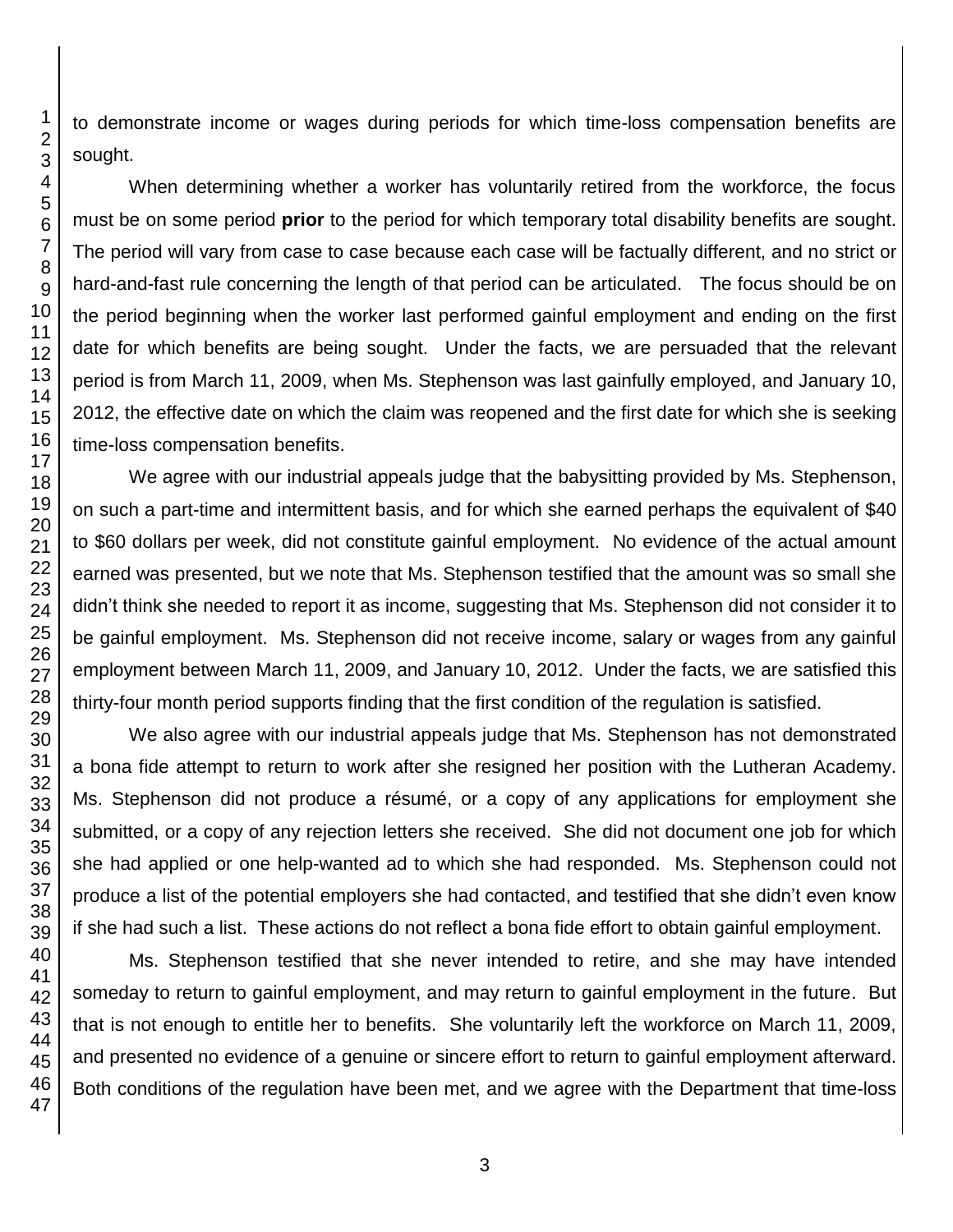to demonstrate income or wages during periods for which time-loss compensation benefits are sought.

When determining whether a worker has voluntarily retired from the workforce, the focus must be on some period **prior** to the period for which temporary total disability benefits are sought. The period will vary from case to case because each case will be factually different, and no strict or hard-and-fast rule concerning the length of that period can be articulated. The focus should be on the period beginning when the worker last performed gainful employment and ending on the first date for which benefits are being sought. Under the facts, we are persuaded that the relevant period is from March 11, 2009, when Ms. Stephenson was last gainfully employed, and January 10, 2012, the effective date on which the claim was reopened and the first date for which she is seeking time-loss compensation benefits.

We agree with our industrial appeals judge that the babysitting provided by Ms. Stephenson, on such a part-time and intermittent basis, and for which she earned perhaps the equivalent of $40 to $60 dollars per week, did not constitute gainful employment. No evidence of the actual amount earned was presented, but we note that Ms. Stephenson testified that the amount was so small she didn't think she needed to report it as income, suggesting that Ms. Stephenson did not consider it to be gainful employment. Ms. Stephenson did not receive income, salary or wages from any gainful employment between March 11, 2009, and January 10, 2012. Under the facts, we are satisfied this thirty-four month period supports finding that the first condition of the regulation is satisfied.

We also agree with our industrial appeals judge that Ms. Stephenson has not demonstrated a bona fide attempt to return to work after she resigned her position with the Lutheran Academy. Ms. Stephenson did not produce a résumé, or a copy of any applications for employment she submitted, or a copy of any rejection letters she received. She did not document one job for which she had applied or one help-wanted ad to which she had responded. Ms. Stephenson could not produce a list of the potential employers she had contacted, and testified that she didn't even know if she had such a list. These actions do not reflect a bona fide effort to obtain gainful employment.

Ms. Stephenson testified that she never intended to retire, and she may have intended someday to return to gainful employment, and may return to gainful employment in the future. But that is not enough to entitle her to benefits. She voluntarily left the workforce on March 11, 2009, and presented no evidence of a genuine or sincere effort to return to gainful employment afterward. Both conditions of the regulation have been met, and we agree with the Department that time-loss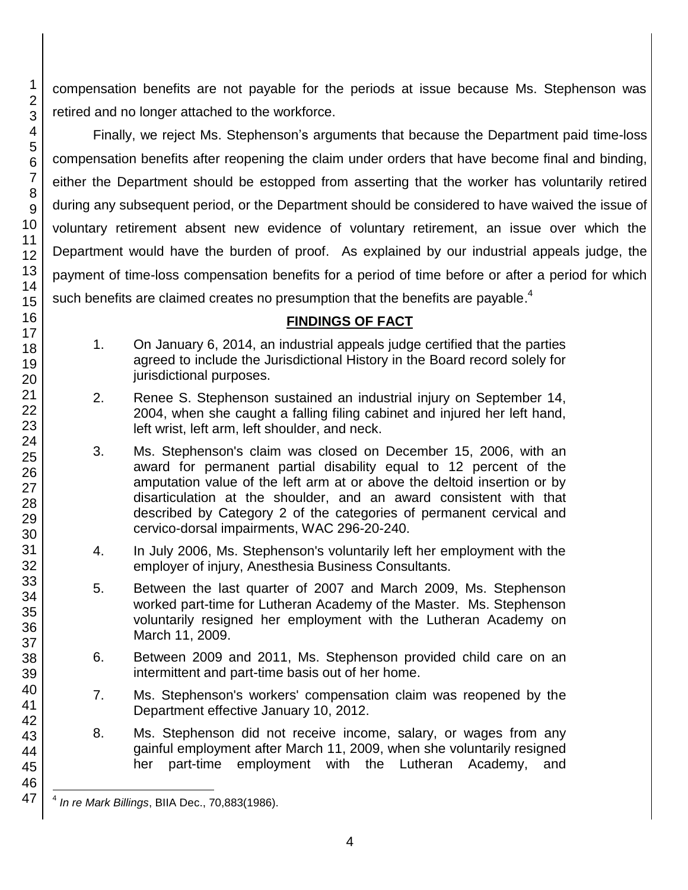compensation benefits are not payable for the periods at issue because Ms. Stephenson was retired and no longer attached to the workforce.

Finally, we reject Ms. Stephenson's arguments that because the Department paid time-loss compensation benefits after reopening the claim under orders that have become final and binding, either the Department should be estopped from asserting that the worker has voluntarily retired during any subsequent period, or the Department should be considered to have waived the issue of voluntary retirement absent new evidence of voluntary retirement, an issue over which the Department would have the burden of proof. As explained by our industrial appeals judge, the payment of time-loss compensation benefits for a period of time before or after a period for which such benefits are claimed creates no presumption that the benefits are payable.[4]

## FINDINGS OF FACT

1. On January 6, 2014, an industrial appeals judge certified that the parties agreed to include the Jurisdictional History in the Board record solely for jurisdictional purposes.

2. Renee S. Stephenson sustained an industrial injury on September 14, 2004, when she caught a falling filing cabinet and injured her left hand, left wrist, left arm, left shoulder, and neck.

3. Ms. Stephenson's claim was closed on December 15, 2006, with an award for permanent partial disability equal to 12 percent of the amputation value of the left arm at or above the deltoid insertion or by disarticulation at the shoulder, and an award consistent with that described by Category 2 of the categories of permanent cervical and cervico-dorsal impairments, WAC 296-20-240.

4. In July 2006, Ms. Stephenson's voluntarily left her employment with the employer of injury, Anesthesia Business Consultants.

5. Between the last quarter of 2007 and March 2009, Ms. Stephenson worked part-time for Lutheran Academy of the Master. Ms. Stephenson voluntarily resigned her employment with the Lutheran Academy on March 11, 2009.

6. Between 2009 and 2011, Ms. Stephenson provided child care on an intermittent and part-time basis out of her home.

7. Ms. Stephenson's workers' compensation claim was reopened by the Department effective January 10, 2012.

8. Ms. Stephenson did not receive income, salary, or wages from any gainful employment after March 11, 2009, when she voluntarily resigned her part-time employment with the Lutheran Academy, and

---

[4] *In re Mark Billings*, BIIA Dec., 70,883(1986).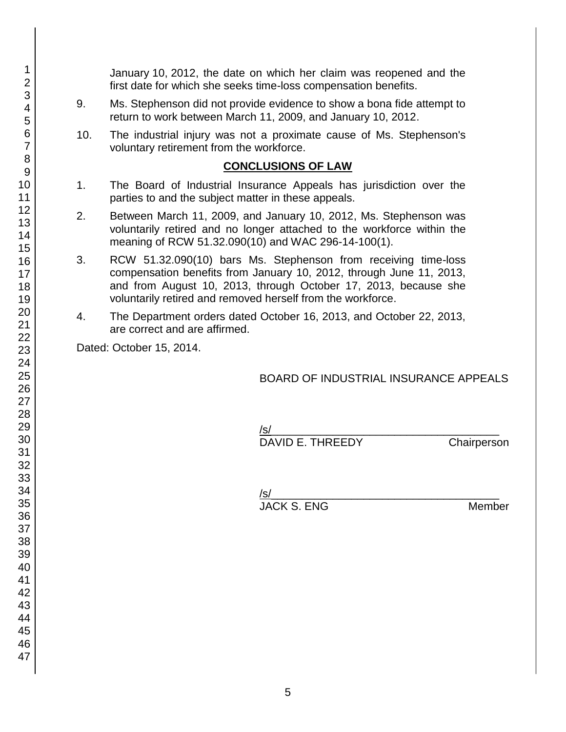January 10, 2012, the date on which her claim was reopened and the first date for which she seeks time-loss compensation benefits.

9. Ms. Stephenson did not provide evidence to show a bona fide attempt to return to work between March 11, 2009, and January 10, 2012.

10. The industrial injury was not a proximate cause of Ms. Stephenson's voluntary retirement from the workforce.

## CONCLUSIONS OF LAW

1. The Board of Industrial Insurance Appeals has jurisdiction over the parties to and the subject matter in these appeals.

2. Between March 11, 2009, and January 10, 2012, Ms. Stephenson was voluntarily retired and no longer attached to the workforce within the meaning of RCW 51.32.090(10) and WAC 296-14-100(1).

3. RCW 51.32.090(10) bars Ms. Stephenson from receiving time-loss compensation benefits from January 10, 2012, through June 11, 2013, and from August 10, 2013, through October 17, 2013, because she voluntarily retired and removed herself from the workforce.

4. The Department orders dated October 16, 2013, and October 22, 2013, are correct and are affirmed.

Dated: October 15, 2014.

BOARD OF INDUSTRIAL INSURANCE APPEALS

/s/
DAVID E. THREEDY Chairperson

/s/
JACK S. ENG Member